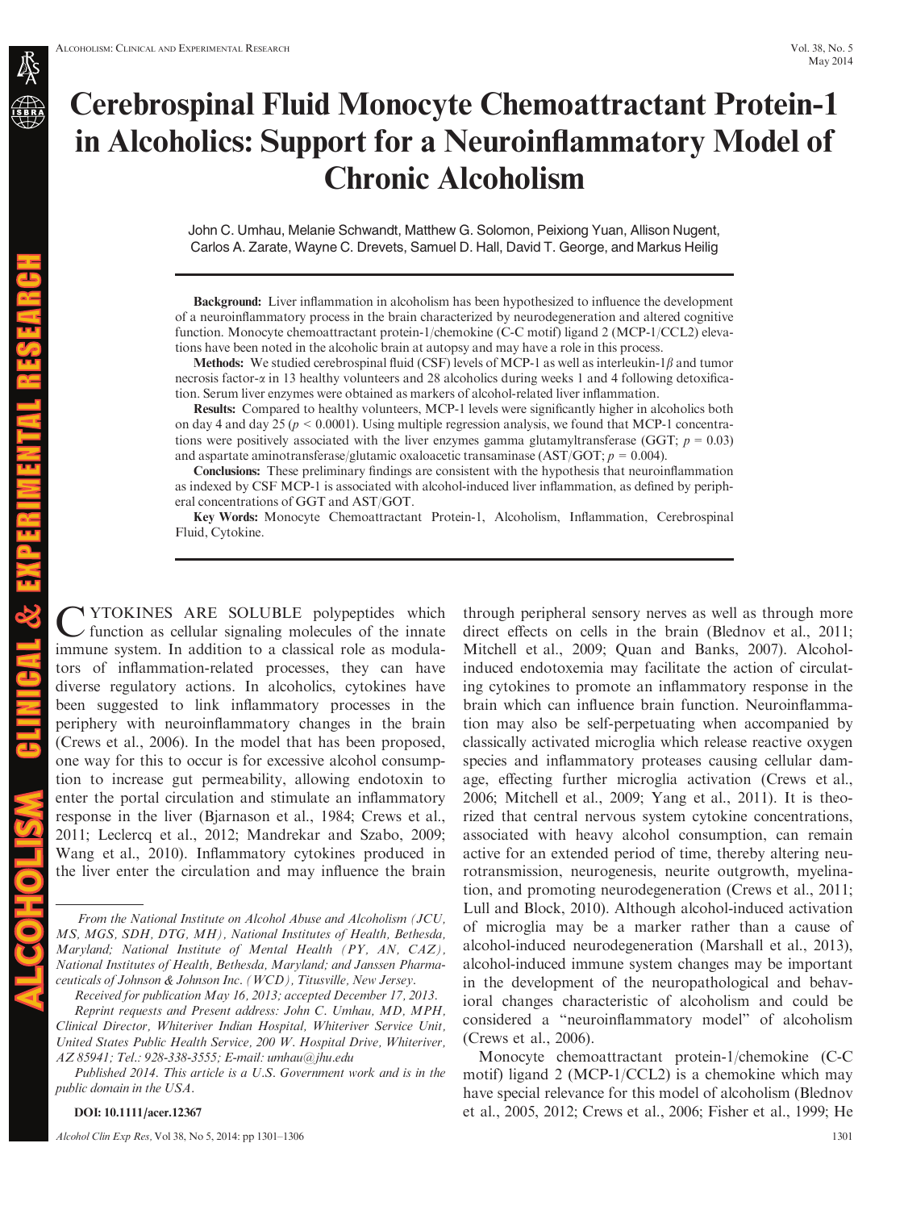# Cerebrospinal Fluid Monocyte Chemoattractant Protein-1 in Alcoholics: Support for a Neuroinflammatory Model of Chronic Alcoholism

John C. Umhau, Melanie Schwandt, Matthew G. Solomon, Peixiong Yuan, Allison Nugent, Carlos A. Zarate, Wayne C. Drevets, Samuel D. Hall, David T. George, and Markus Heilig

**Background:** Liver inflammation in alcoholism has been hypothesized to influence the development of a neuroinflammatory process in the brain characterized by neurodegeneration and altered cognitive function. Monocyte chemoattractant protein-1/chemokine (C-C motif) ligand 2 (MCP-1/CCL2) elevations have been noted in the alcoholic brain at autopsy and may have a role in this process.

**Methods:** We studied cerebrospinal fluid (CSF) levels of MCP-1 as well as interleukin-1$\beta$ and tumor necrosis factor-$\alpha$ in 13 healthy volunteers and 28 alcoholics during weeks 1 and 4 following detoxification. Serum liver enzymes were obtained as markers of alcohol-related liver inflammation.

**Results:** Compared to healthy volunteers, MCP-1 levels were significantly higher in alcoholics both on day 4 and day 25 ($p < 0.0001$). Using multiple regression analysis, we found that MCP-1 concentrations were positively associated with the liver enzymes gamma glutamyltransferase (GGT; $p = 0.03$) and aspartate aminotransferase/glutamic oxaloacetic transaminase (AST/GOT; $p = 0.004$).

**Conclusions:** These preliminary findings are consistent with the hypothesis that neuroinflammation as indexed by CSF MCP-1 is associated with alcohol-induced liver inflammation, as defined by peripheral concentrations of GGT and AST/GOT.

**Key Words:** Monocyte Chemoattractant Protein-1, Alcoholism, Inflammation, Cerebrospinal Fluid, Cytokine.

CYTOKINES ARE SOLUBLE polypeptides which function as cellular signaling molecules of the innate immune system. In addition to a classical role as modulators of inflammation-related processes, they can have diverse regulatory actions. In alcoholics, cytokines have been suggested to link inflammatory processes in the periphery with neuroinflammatory changes in the brain (Crews et al., 2006). In the model that has been proposed, one way for this to occur is for excessive alcohol consumption to increase gut permeability, allowing endotoxin to enter the portal circulation and stimulate an inflammatory response in the liver (Bjarnason et al., 1984; Crews et al., 2011; Leclercq et al., 2012; Mandrekar and Szabo, 2009; Wang et al., 2010). Inflammatory cytokines produced in the liver enter the circulation and may influence the brain through peripheral sensory nerves as well as through more direct effects on cells in the brain (Blednov et al., 2011; Mitchell et al., 2009; Quan and Banks, 2007). Alcohol-induced endotoxemia may facilitate the action of circulating cytokines to promote an inflammatory response in the brain which can influence brain function. Neuroinflammation may also be self-perpetuating when accompanied by classically activated microglia which release reactive oxygen species and inflammatory proteases causing cellular damage, effecting further microglia activation (Crews et al., 2006; Mitchell et al., 2009; Yang et al., 2011). It is theorized that central nervous system cytokine concentrations, associated with heavy alcohol consumption, can remain active for an extended period of time, thereby altering neurotransmission, neurogenesis, neurite outgrowth, myelination, and promoting neurodegeneration (Crews et al., 2011; Lull and Block, 2010). Although alcohol-induced activation of microglia may be a marker rather than a cause of alcohol-induced neurodegeneration (Marshall et al., 2013), alcohol-induced immune system changes may be important in the development of the neuropathological and behavioral changes characteristic of alcoholism and could be considered a "neuroinflammatory model" of alcoholism (Crews et al., 2006).

Monocyte chemoattractant protein-1/chemokine (C-C motif) ligand 2 (MCP-1/CCL2) is a chemokine which may have special relevance for this model of alcoholism (Blednov et al., 2005, 2012; Crews et al., 2006; Fisher et al., 1999; He

---

*From the National Institute on Alcohol Abuse and Alcoholism (JCU, MS, MGS, SDH, DTG, MH), National Institutes of Health, Bethesda, Maryland; National Institute of Mental Health (PY, AN, CAZ), National Institutes of Health, Bethesda, Maryland; and Janssen Pharmaceuticals of Johnson & Johnson Inc. (WCD), Titusville, New Jersey.*

*Received for publication May 16, 2013; accepted December 17, 2013.*

*Reprint requests and Present address: John C. Umhau, MD, MPH, Clinical Director, Whiteriver Indian Hospital, Whiteriver Service Unit, United States Public Health Service, 200 W. Hospital Drive, Whiteriver, AZ 85941; Tel.: 928-338-3555; E-mail: umhau@jhu.edu*

*Published 2014. This article is a U.S. Government work and is in the public domain in the USA.*

**DOI: 10.1111/acer.12367**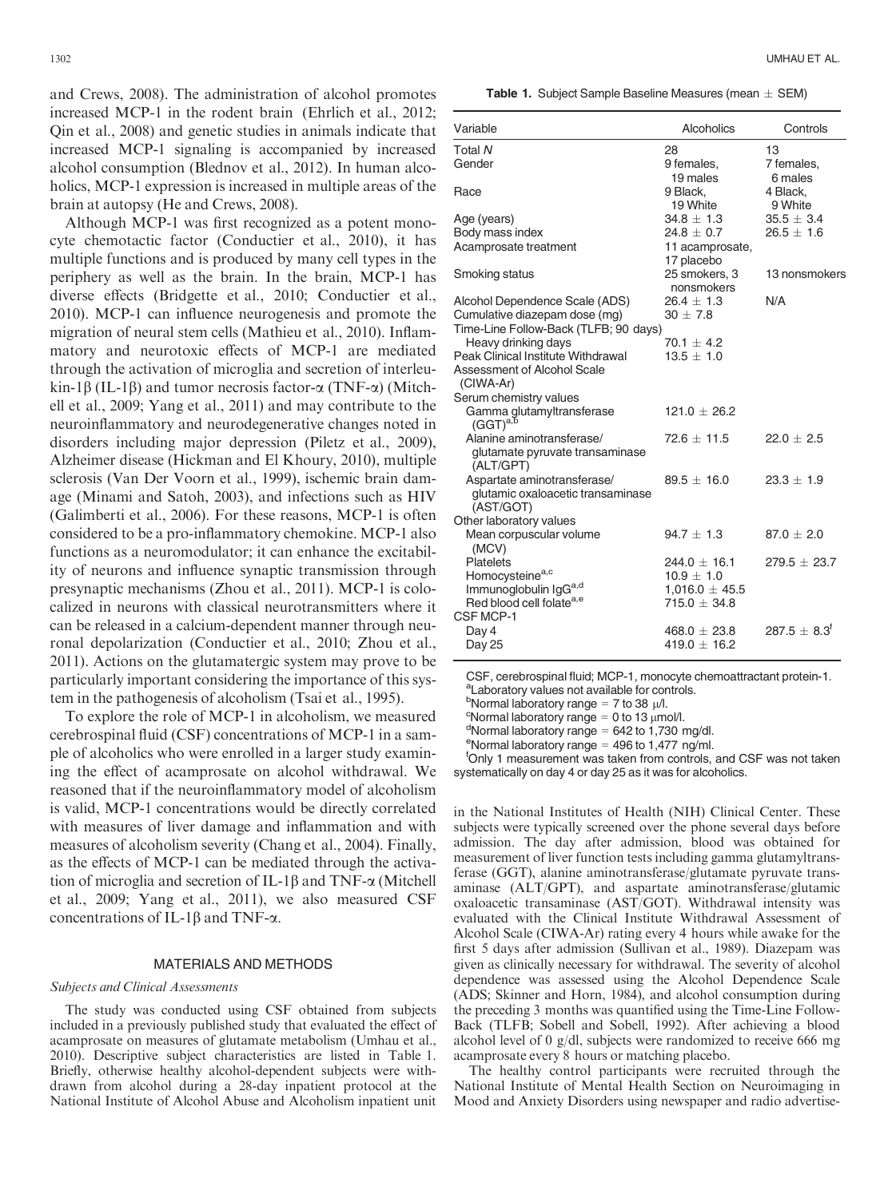and Crews, 2008). The administration of alcohol promotes increased MCP-1 in the rodent brain (Ehrlich et al., 2012; Qin et al., 2008) and genetic studies in animals indicate that increased MCP-1 signaling is accompanied by increased alcohol consumption (Blednov et al., 2012). In human alcoholics, MCP-1 expression is increased in multiple areas of the brain at autopsy (He and Crews, 2008).

Although MCP-1 was first recognized as a potent monocyte chemotactic factor (Conductier et al., 2010), it has multiple functions and is produced by many cell types in the periphery as well as the brain. In the brain, MCP-1 has diverse effects (Bridgette et al., 2010; Conductier et al., 2010). MCP-1 can influence neurogenesis and promote the migration of neural stem cells (Mathieu et al., 2010). Inflammatory and neurotoxic effects of MCP-1 are mediated through the activation of microglia and secretion of interleukin-1β (IL-1β) and tumor necrosis factor-α (TNF-α) (Mitchell et al., 2009; Yang et al., 2011) and may contribute to the neuroinflammatory and neurodegenerative changes noted in disorders including major depression (Piletz et al., 2009), Alzheimer disease (Hickman and El Khoury, 2010), multiple sclerosis (Van Der Voorn et al., 1999), ischemic brain damage (Minami and Satoh, 2003), and infections such as HIV (Galimberti et al., 2006). For these reasons, MCP-1 is often considered to be a pro-inflammatory chemokine. MCP-1 also functions as a neuromodulator; it can enhance the excitability of neurons and influence synaptic transmission through presynaptic mechanisms (Zhou et al., 2011). MCP-1 is colocalized in neurons with classical neurotransmitters where it can be released in a calcium-dependent manner through neuronal depolarization (Conductier et al., 2010; Zhou et al., 2011). Actions on the glutamatergic system may prove to be particularly important considering the importance of this system in the pathogenesis of alcoholism (Tsai et al., 1995).

To explore the role of MCP-1 in alcoholism, we measured cerebrospinal fluid (CSF) concentrations of MCP-1 in a sample of alcoholics who were enrolled in a larger study examining the effect of acamprosate on alcohol withdrawal. We reasoned that if the neuroinflammatory model of alcoholism is valid, MCP-1 concentrations would be directly correlated with measures of liver damage and inflammation and with measures of alcoholism severity (Chang et al., 2004). Finally, as the effects of MCP-1 can be mediated through the activation of microglia and secretion of IL-1β and TNF-α (Mitchell et al., 2009; Yang et al., 2011), we also measured CSF concentrations of IL-1β and TNF-α.

## MATERIALS AND METHODS

### Subjects and Clinical Assessments

The study was conducted using CSF obtained from subjects included in a previously published study that evaluated the effect of acamprosate on measures of glutamate metabolism (Umhau et al., 2010). Descriptive subject characteristics are listed in Table 1. Briefly, otherwise healthy alcohol-dependent subjects were withdrawn from alcohol during a 28-day inpatient protocol at the National Institute of Alcohol Abuse and Alcoholism inpatient unit in the National Institutes of Health (NIH) Clinical Center. These subjects were typically screened over the phone several days before admission. The day after admission, blood was obtained for measurement of liver function tests including gamma glutamyltransferase (GGT), alanine aminotransferase/glutamate pyruvate transaminase (ALT/GPT), and aspartate aminotransferase/glutamic oxaloacetic transaminase (AST/GOT). Withdrawal intensity was evaluated with the Clinical Institute Withdrawal Assessment of Alcohol Scale (CIWA-Ar) rating every 4 hours while awake for the first 5 days after admission (Sullivan et al., 1989). Diazepam was given as clinically necessary for withdrawal. The severity of alcohol dependence was assessed using the Alcohol Dependence Scale (ADS; Skinner and Horn, 1984), and alcohol consumption during the preceding 3 months was quantified using the Time-Line Follow-Back (TLFB; Sobell and Sobell, 1992). After achieving a blood alcohol level of 0 g/dl, subjects were randomized to receive 666 mg acamprosate every 8 hours or matching placebo.

The healthy control participants were recruited through the National Institute of Mental Health Section on Neuroimaging in Mood and Anxiety Disorders using newspaper and radio advertise-

**Table 1.** Subject Sample Baseline Measures (mean ± SEM)

| Variable | Alcoholics | Controls |
|---|---|---|
| Total *N* | 28 | 13 |
| Gender | 9 females, 19 males | 7 females, 6 males |
| Race | 9 Black, 19 White | 4 Black, 9 White |
| Age (years) | 34.8 ± 1.3 | 35.5 ± 3.4 |
| Body mass index | 24.8 ± 0.7 | 26.5 ± 1.6 |
| Acamprosate treatment | 11 acamprosate, 17 placebo | |
| Smoking status | 25 smokers, 3 nonsmokers | 13 nonsmokers |
| Alcohol Dependence Scale (ADS) | 26.4 ± 1.3 | N/A |
| Cumulative diazepam dose (mg) | 30 ± 7.8 | |
| Time-Line Follow-Back (TLFB; 90 days) | | |
| Heavy drinking days | 70.1 ± 4.2 | |
| Peak Clinical Institute Withdrawal Assessment of Alcohol Scale (CIWA-Ar) | 13.5 ± 1.0 | |
| Serum chemistry values | | |
| Gamma glutamyltransferase (GGT)[a,b] | 121.0 ± 26.2 | |
| Alanine aminotransferase/glutamate pyruvate transaminase (ALT/GPT) | 72.6 ± 11.5 | 22.0 ± 2.5 |
| Aspartate aminotransferase/glutamic oxaloacetic transaminase (AST/GOT) | 89.5 ± 16.0 | 23.3 ± 1.9 |
| Other laboratory values | | |
| Mean corpuscular volume (MCV) | 94.7 ± 1.3 | 87.0 ± 2.0 |
| Platelets | 244.0 ± 16.1 | 279.5 ± 23.7 |
| Homocysteine[a,c] | 10.9 ± 1.0 | |
| Immunoglobulin IgG[a,d] | 1,016.0 ± 45.5 | |
| Red blood cell folate[a,e] | 715.0 ± 34.8 | |
| CSF MCP-1 | | |
| Day 4 | 468.0 ± 23.8 | 287.5 ± 8.3[f] |
| Day 25 | 419.0 ± 16.2 | |

CSF, cerebrospinal fluid; MCP-1, monocyte chemoattractant protein-1.
[a]Laboratory values not available for controls.
[b]Normal laboratory range = 7 to 38 μ/l.
[c]Normal laboratory range = 0 to 13 μmol/l.
[d]Normal laboratory range = 642 to 1,730 mg/dl.
[e]Normal laboratory range = 496 to 1,477 ng/ml.
[f]Only 1 measurement was taken from controls, and CSF was not taken systematically on day 4 or day 25 as it was for alcoholics.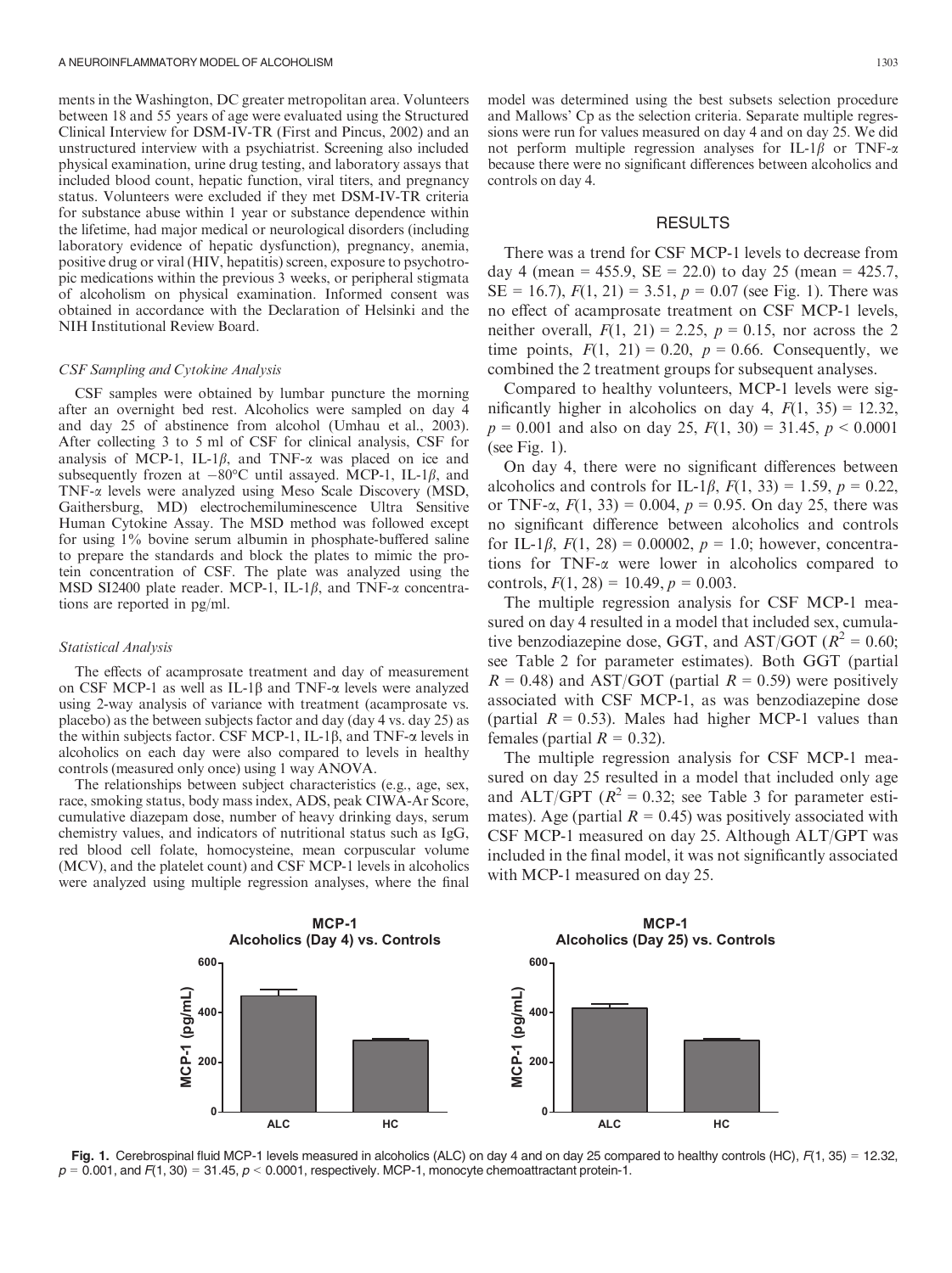ments in the Washington, DC greater metropolitan area. Volunteers between 18 and 55 years of age were evaluated using the Structured Clinical Interview for DSM-IV-TR (First and Pincus, 2002) and an unstructured interview with a psychiatrist. Screening also included physical examination, urine drug testing, and laboratory assays that included blood count, hepatic function, viral titers, and pregnancy status. Volunteers were excluded if they met DSM-IV-TR criteria for substance abuse within 1 year or substance dependence within the lifetime, had major medical or neurological disorders (including laboratory evidence of hepatic dysfunction), pregnancy, anemia, positive drug or viral (HIV, hepatitis) screen, exposure to psychotropic medications within the previous 3 weeks, or peripheral stigmata of alcoholism on physical examination. Informed consent was obtained in accordance with the Declaration of Helsinki and the NIH Institutional Review Board.

### *CSF Sampling and Cytokine Analysis*

CSF samples were obtained by lumbar puncture the morning after an overnight bed rest. Alcoholics were sampled on day 4 and day 25 of abstinence from alcohol (Umhau et al., 2003). After collecting 3 to 5 ml of CSF for clinical analysis, CSF for analysis of MCP-1, IL-1$\beta$, and TNF-$\alpha$ was placed on ice and subsequently frozen at $-80°C$ until assayed. MCP-1, IL-1$\beta$, and TNF-$\alpha$ levels were analyzed using Meso Scale Discovery (MSD, Gaithersburg, MD) electrochemiluminescence Ultra Sensitive Human Cytokine Assay. The MSD method was followed except for using 1% bovine serum albumin in phosphate-buffered saline to prepare the standards and block the plates to mimic the protein concentration of CSF. The plate was analyzed using the MSD SI2400 plate reader. MCP-1, IL-1$\beta$, and TNF-$\alpha$ concentrations are reported in pg/ml.

### *Statistical Analysis*

The effects of acamprosate treatment and day of measurement on CSF MCP-1 as well as IL-1β and TNF-α levels were analyzed using 2-way analysis of variance with treatment (acamprosate vs. placebo) as the between subjects factor and day (day 4 vs. day 25) as the within subjects factor. CSF MCP-1, IL-1β, and TNF-α levels in alcoholics on each day were also compared to levels in healthy controls (measured only once) using 1 way ANOVA.

The relationships between subject characteristics (e.g., age, sex, race, smoking status, body mass index, ADS, peak CIWA-Ar Score, cumulative diazepam dose, number of heavy drinking days, serum chemistry values, and indicators of nutritional status such as IgG, red blood cell folate, homocysteine, mean corpuscular volume (MCV), and the platelet count) and CSF MCP-1 levels in alcoholics were analyzed using multiple regression analyses, where the final model was determined using the best subsets selection procedure and Mallows' Cp as the selection criteria. Separate multiple regressions were run for values measured on day 4 and on day 25. We did not perform multiple regression analyses for IL-1$\beta$ or TNF-$\alpha$ because there were no significant differences between alcoholics and controls on day 4.

## RESULTS

There was a trend for CSF MCP-1 levels to decrease from day 4 (mean = 455.9, SE = 22.0) to day 25 (mean = 425.7, SE = 16.7), $F(1, 21) = 3.51$, $p = 0.07$ (see Fig. 1). There was no effect of acamprosate treatment on CSF MCP-1 levels, neither overall, $F(1, 21) = 2.25$, $p = 0.15$, nor across the 2 time points, $F(1, 21) = 0.20$, $p = 0.66$. Consequently, we combined the 2 treatment groups for subsequent analyses.

Compared to healthy volunteers, MCP-1 levels were significantly higher in alcoholics on day 4, $F(1, 35) = 12.32$, $p = 0.001$ and also on day 25, $F(1, 30) = 31.45$, $p < 0.0001$ (see Fig. 1).

On day 4, there were no significant differences between alcoholics and controls for IL-1$\beta$, $F(1, 33) = 1.59$, $p = 0.22$, or TNF-$\alpha$, $F(1, 33) = 0.004$, $p = 0.95$. On day 25, there was no significant difference between alcoholics and controls for IL-1$\beta$, $F(1, 28) = 0.00002$, $p = 1.0$; however, concentrations for TNF-$\alpha$ were lower in alcoholics compared to controls, $F(1, 28) = 10.49$, $p = 0.003$.

The multiple regression analysis for CSF MCP-1 measured on day 4 resulted in a model that included sex, cumulative benzodiazepine dose, GGT, and AST/GOT ($R^2 = 0.60$; see Table 2 for parameter estimates). Both GGT (partial $R = 0.48$) and AST/GOT (partial $R = 0.59$) were positively associated with CSF MCP-1, as was benzodiazepine dose (partial $R = 0.53$). Males had higher MCP-1 values than females (partial $R = 0.32$).

The multiple regression analysis for CSF MCP-1 measured on day 25 resulted in a model that included only age and ALT/GPT ($R^2 = 0.32$; see Table 3 for parameter estimates). Age (partial $R = 0.45$) was positively associated with CSF MCP-1 measured on day 25. Although ALT/GPT was included in the final model, it was not significantly associated with MCP-1 measured on day 25.

MCP-1
Alcoholics (Day 4) vs. Controls
MCP-1 (pg/mL)
600
400
200
0
ALC
HC

MCP-1
Alcoholics (Day 25) vs. Controls
MCP-1 (pg/mL)
600
400
200
0
ALC
HC

**Fig. 1.** Cerebrospinal fluid MCP-1 levels measured in alcoholics (ALC) on day 4 and on day 25 compared to healthy controls (HC), $F(1, 35) = 12.32$, $p = 0.001$, and $F(1, 30) = 31.45$, $p < 0.0001$, respectively. MCP-1, monocyte chemoattractant protein-1.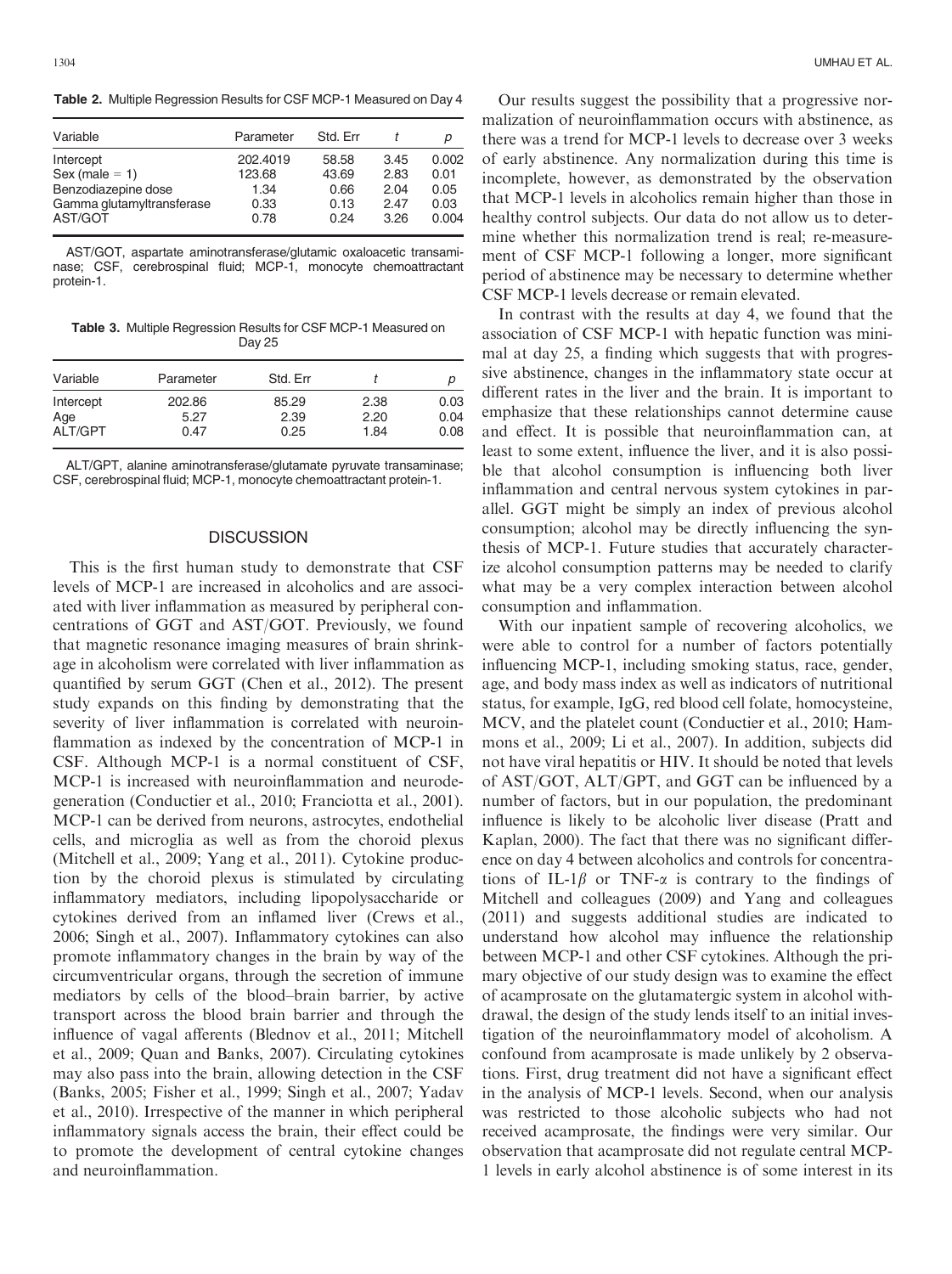**Table 2.** Multiple Regression Results for CSF MCP-1 Measured on Day 4

| Variable | Parameter | Std. Err | t | p |
|---|---|---|---|---|
| Intercept | 202.4019 | 58.58 | 3.45 | 0.002 |
| Sex (male = 1) | 123.68 | 43.69 | 2.83 | 0.01 |
| Benzodiazepine dose | 1.34 | 0.66 | 2.04 | 0.05 |
| Gamma glutamyltransferase | 0.33 | 0.13 | 2.47 | 0.03 |
| AST/GOT | 0.78 | 0.24 | 3.26 | 0.004 |

AST/GOT, aspartate aminotransferase/glutamic oxaloacetic transaminase; CSF, cerebrospinal fluid; MCP-1, monocyte chemoattractant protein-1.

**Table 3.** Multiple Regression Results for CSF MCP-1 Measured on Day 25

| Variable | Parameter | Std. Err | t | p |
|---|---|---|---|---|
| Intercept | 202.86 | 85.29 | 2.38 | 0.03 |
| Age | 5.27 | 2.39 | 2.20 | 0.04 |
| ALT/GPT | 0.47 | 0.25 | 1.84 | 0.08 |

ALT/GPT, alanine aminotransferase/glutamate pyruvate transaminase; CSF, cerebrospinal fluid; MCP-1, monocyte chemoattractant protein-1.

## DISCUSSION

This is the first human study to demonstrate that CSF levels of MCP-1 are increased in alcoholics and are associated with liver inflammation as measured by peripheral concentrations of GGT and AST/GOT. Previously, we found that magnetic resonance imaging measures of brain shrinkage in alcoholism were correlated with liver inflammation as quantified by serum GGT (Chen et al., 2012). The present study expands on this finding by demonstrating that the severity of liver inflammation is correlated with neuroinflammation as indexed by the concentration of MCP-1 in CSF. Although MCP-1 is a normal constituent of CSF, MCP-1 is increased with neuroinflammation and neurodegeneration (Conductier et al., 2010; Franciotta et al., 2001). MCP-1 can be derived from neurons, astrocytes, endothelial cells, and microglia as well as from the choroid plexus (Mitchell et al., 2009; Yang et al., 2011). Cytokine production by the choroid plexus is stimulated by circulating inflammatory mediators, including lipopolysaccharide or cytokines derived from an inflamed liver (Crews et al., 2006; Singh et al., 2007). Inflammatory cytokines can also promote inflammatory changes in the brain by way of the circumventricular organs, through the secretion of immune mediators by cells of the blood–brain barrier, by active transport across the blood brain barrier and through the influence of vagal afferents (Blednov et al., 2011; Mitchell et al., 2009; Quan and Banks, 2007). Circulating cytokines may also pass into the brain, allowing detection in the CSF (Banks, 2005; Fisher et al., 1999; Singh et al., 2007; Yadav et al., 2010). Irrespective of the manner in which peripheral inflammatory signals access the brain, their effect could be to promote the development of central cytokine changes and neuroinflammation.

Our results suggest the possibility that a progressive normalization of neuroinflammation occurs with abstinence, as there was a trend for MCP-1 levels to decrease over 3 weeks of early abstinence. Any normalization during this time is incomplete, however, as demonstrated by the observation that MCP-1 levels in alcoholics remain higher than those in healthy control subjects. Our data do not allow us to determine whether this normalization trend is real; re-measurement of CSF MCP-1 following a longer, more significant period of abstinence may be necessary to determine whether CSF MCP-1 levels decrease or remain elevated.

In contrast with the results at day 4, we found that the association of CSF MCP-1 with hepatic function was minimal at day 25, a finding which suggests that with progressive abstinence, changes in the inflammatory state occur at different rates in the liver and the brain. It is important to emphasize that these relationships cannot determine cause and effect. It is possible that neuroinflammation can, at least to some extent, influence the liver, and it is also possible that alcohol consumption is influencing both liver inflammation and central nervous system cytokines in parallel. GGT might be simply an index of previous alcohol consumption; alcohol may be directly influencing the synthesis of MCP-1. Future studies that accurately characterize alcohol consumption patterns may be needed to clarify what may be a very complex interaction between alcohol consumption and inflammation.

With our inpatient sample of recovering alcoholics, we were able to control for a number of factors potentially influencing MCP-1, including smoking status, race, gender, age, and body mass index as well as indicators of nutritional status, for example, IgG, red blood cell folate, homocysteine, MCV, and the platelet count (Conductier et al., 2010; Hammons et al., 2009; Li et al., 2007). In addition, subjects did not have viral hepatitis or HIV. It should be noted that levels of AST/GOT, ALT/GPT, and GGT can be influenced by a number of factors, but in our population, the predominant influence is likely to be alcoholic liver disease (Pratt and Kaplan, 2000). The fact that there was no significant difference on day 4 between alcoholics and controls for concentrations of IL-1$\beta$ or TNF-$\alpha$ is contrary to the findings of Mitchell and colleagues (2009) and Yang and colleagues (2011) and suggests additional studies are indicated to understand how alcohol may influence the relationship between MCP-1 and other CSF cytokines. Although the primary objective of our study design was to examine the effect of acamprosate on the glutamatergic system in alcohol withdrawal, the design of the study lends itself to an initial investigation of the neuroinflammatory model of alcoholism. A confound from acamprosate is made unlikely by 2 observations. First, drug treatment did not have a significant effect in the analysis of MCP-1 levels. Second, when our analysis was restricted to those alcoholic subjects who had not received acamprosate, the findings were very similar. Our observation that acamprosate did not regulate central MCP-1 levels in early alcohol abstinence is of some interest in its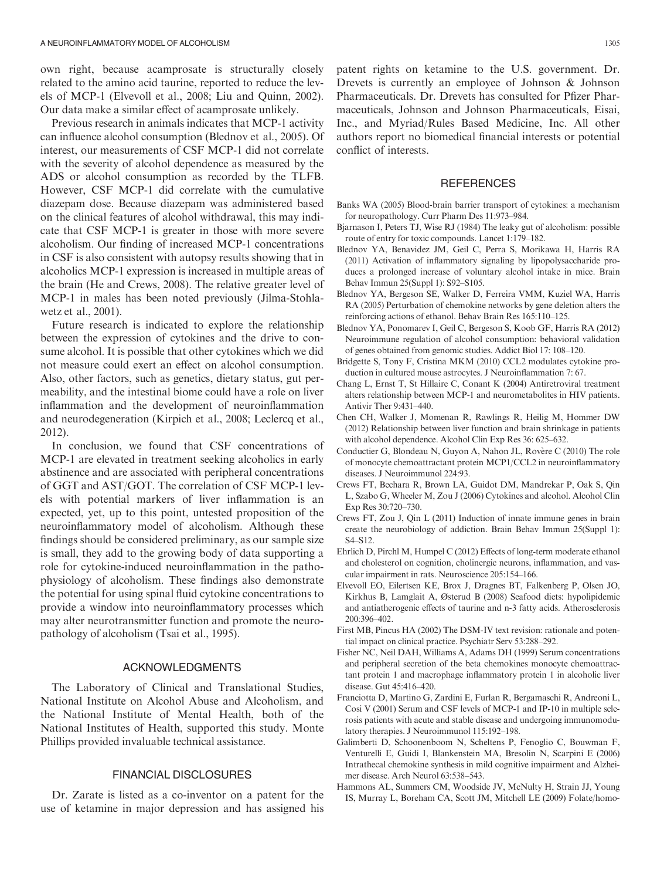own right, because acamprosate is structurally closely related to the amino acid taurine, reported to reduce the levels of MCP-1 (Elvevoll et al., 2008; Liu and Quinn, 2002). Our data make a similar effect of acamprosate unlikely.

Previous research in animals indicates that MCP-1 activity can influence alcohol consumption (Blednov et al., 2005). Of interest, our measurements of CSF MCP-1 did not correlate with the severity of alcohol dependence as measured by the ADS or alcohol consumption as recorded by the TLFB. However, CSF MCP-1 did correlate with the cumulative diazepam dose. Because diazepam was administered based on the clinical features of alcohol withdrawal, this may indicate that CSF MCP-1 is greater in those with more severe alcoholism. Our finding of increased MCP-1 concentrations in CSF is also consistent with autopsy results showing that in alcoholics MCP-1 expression is increased in multiple areas of the brain (He and Crews, 2008). The relative greater level of MCP-1 in males has been noted previously (Jilma-Stohlawetz et al., 2001).

Future research is indicated to explore the relationship between the expression of cytokines and the drive to consume alcohol. It is possible that other cytokines which we did not measure could exert an effect on alcohol consumption. Also, other factors, such as genetics, dietary status, gut permeability, and the intestinal biome could have a role on liver inflammation and the development of neuroinflammation and neurodegeneration (Kirpich et al., 2008; Leclercq et al., 2012).

In conclusion, we found that CSF concentrations of MCP-1 are elevated in treatment seeking alcoholics in early abstinence and are associated with peripheral concentrations of GGT and AST/GOT. The correlation of CSF MCP-1 levels with potential markers of liver inflammation is an expected, yet, up to this point, untested proposition of the neuroinflammatory model of alcoholism. Although these findings should be considered preliminary, as our sample size is small, they add to the growing body of data supporting a role for cytokine-induced neuroinflammation in the pathophysiology of alcoholism. These findings also demonstrate the potential for using spinal fluid cytokine concentrations to provide a window into neuroinflammatory processes which may alter neurotransmitter function and promote the neuropathology of alcoholism (Tsai et al., 1995).

## ACKNOWLEDGMENTS

The Laboratory of Clinical and Translational Studies, National Institute on Alcohol Abuse and Alcoholism, and the National Institute of Mental Health, both of the National Institutes of Health, supported this study. Monte Phillips provided invaluable technical assistance.

## FINANCIAL DISCLOSURES

Dr. Zarate is listed as a co-inventor on a patent for the use of ketamine in major depression and has assigned his patent rights on ketamine to the U.S. government. Dr. Drevets is currently an employee of Johnson & Johnson Pharmaceuticals. Dr. Drevets has consulted for Pfizer Pharmaceuticals, Johnson and Johnson Pharmaceuticals, Eisai, Inc., and Myriad/Rules Based Medicine, Inc. All other authors report no biomedical financial interests or potential conflict of interests.

## REFERENCES

Banks WA (2005) Blood-brain barrier transport of cytokines: a mechanism for neuropathology. Curr Pharm Des 11:973–984.

Bjarnason I, Peters TJ, Wise RJ (1984) The leaky gut of alcoholism: possible route of entry for toxic compounds. Lancet 1:179–182.

Blednov YA, Benavidez JM, Geil C, Perra S, Morikawa H, Harris RA (2011) Activation of inflammatory signaling by lipopolysaccharide produces a prolonged increase of voluntary alcohol intake in mice. Brain Behav Immun 25(Suppl 1): S92–S105.

Blednov YA, Bergeson SE, Walker D, Ferreira VMM, Kuziel WA, Harris RA (2005) Perturbation of chemokine networks by gene deletion alters the reinforcing actions of ethanol. Behav Brain Res 165:110–125.

Blednov YA, Ponomarev I, Geil C, Bergeson S, Koob GF, Harris RA (2012) Neuroimmune regulation of alcohol consumption: behavioral validation of genes obtained from genomic studies. Addict Biol 17: 108–120.

Bridgette S, Tony F, Cristina MKM (2010) CCL2 modulates cytokine production in cultured mouse astrocytes. J Neuroinflammation 7: 67.

Chang L, Ernst T, St Hillaire C, Conant K (2004) Antiretroviral treatment alters relationship between MCP-1 and neurometabolites in HIV patients. Antivir Ther 9:431–440.

Chen CH, Walker J, Momenan R, Rawlings R, Heilig M, Hommer DW (2012) Relationship between liver function and brain shrinkage in patients with alcohol dependence. Alcohol Clin Exp Res 36: 625–632.

Conductier G, Blondeau N, Guyon A, Nahon JL, Rovère C (2010) The role of monocyte chemoattractant protein MCP1/CCL2 in neuroinflammatory diseases. J Neuroimmunol 224:93.

Crews FT, Bechara R, Brown LA, Guidot DM, Mandrekar P, Oak S, Qin L, Szabo G, Wheeler M, Zou J (2006) Cytokines and alcohol. Alcohol Clin Exp Res 30:720–730.

Crews FT, Zou J, Qin L (2011) Induction of innate immune genes in brain create the neurobiology of addiction. Brain Behav Immun 25(Suppl 1): S4–S12.

Ehrlich D, Pirchl M, Humpel C (2012) Effects of long-term moderate ethanol and cholesterol on cognition, cholinergic neurons, inflammation, and vascular impairment in rats. Neuroscience 205:154–166.

Elvevoll EO, Eilertsen KE, Brox J, Dragnes BT, Falkenberg P, Olsen JO, Kirkhus B, Lamglait A, Østerud B (2008) Seafood diets: hypolipidemic and antiatherogenic effects of taurine and n-3 fatty acids. Atherosclerosis 200:396–402.

First MB, Pincus HA (2002) The DSM-IV text revision: rationale and potential impact on clinical practice. Psychiatr Serv 53:288–292.

Fisher NC, Neil DAH, Williams A, Adams DH (1999) Serum concentrations and peripheral secretion of the beta chemokines monocyte chemoattractant protein 1 and macrophage inflammatory protein 1 in alcoholic liver disease. Gut 45:416–420.

Franciotta D, Martino G, Zardini E, Furlan R, Bergamaschi R, Andreoni L, Cosi V (2001) Serum and CSF levels of MCP-1 and IP-10 in multiple sclerosis patients with acute and stable disease and undergoing immunomodulatory therapies. J Neuroimmunol 115:192–198.

Galimberti D, Schoonenboom N, Scheltens P, Fenoglio C, Bouwman F, Venturelli E, Guidi I, Blankenstein MA, Bresolin N, Scarpini E (2006) Intrathecal chemokine synthesis in mild cognitive impairment and Alzheimer disease. Arch Neurol 63:538–543.

Hammons AL, Summers CM, Woodside JV, McNulty H, Strain JJ, Young IS, Murray L, Boreham CA, Scott JM, Mitchell LE (2009) Folate/homo-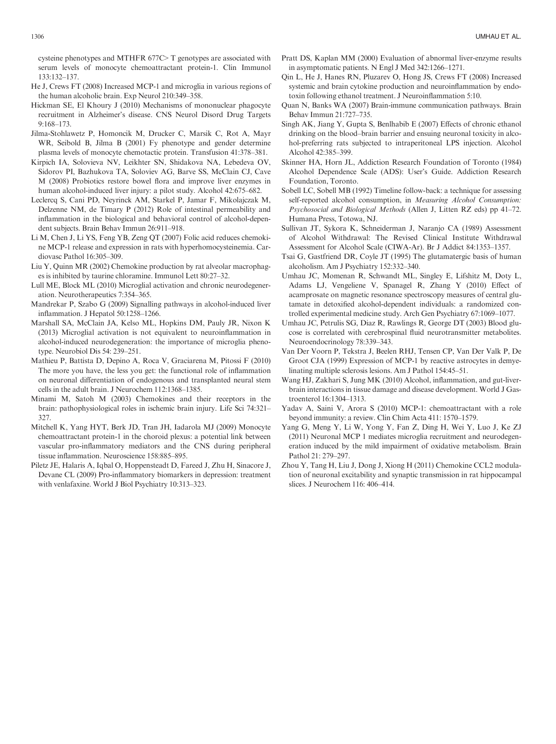cysteine phenotypes and MTHFR 677C> T genotypes are associated with serum levels of monocyte chemoattractant protein-1. Clin Immunol 133:132–137.

He J, Crews FT (2008) Increased MCP-1 and microglia in various regions of the human alcoholic brain. Exp Neurol 210:349–358.

Hickman SE, El Khoury J (2010) Mechanisms of mononuclear phagocyte recruitment in Alzheimer's disease. CNS Neurol Disord Drug Targets 9:168–173.

Jilma-Stohlawetz P, Homoncik M, Drucker C, Marsik C, Rot A, Mayr WR, Seibold B, Jilma B (2001) Fy phenotype and gender determine plasma levels of monocyte chemotactic protein. Transfusion 41:378–381.

Kirpich IA, Solovieva NV, Leikhter SN, Shidakova NA, Lebedeva OV, Sidorov PI, Bazhukova TA, Soloviev AG, Barve SS, McClain CJ, Cave M (2008) Probiotics restore bowel flora and improve liver enzymes in human alcohol-induced liver injury: a pilot study. Alcohol 42:675–682.

Leclercq S, Cani PD, Neyrinck AM, Starkel P, Jamar F, Mikolajczak M, Delzenne NM, de Timary P (2012) Role of intestinal permeability and inflammation in the biological and behavioral control of alcohol-dependent subjects. Brain Behav Immun 26:911–918.

Li M, Chen J, Li YS, Feng YB, Zeng QT (2007) Folic acid reduces chemokine MCP-1 release and expression in rats with hyperhomocysteinemia. Cardiovasc Pathol 16:305–309.

Liu Y, Quinn MR (2002) Chemokine production by rat alveolar macrophages is inhibited by taurine chloramine. Immunol Lett 80:27–32.

Lull ME, Block ML (2010) Microglial activation and chronic neurodegeneration. Neurotherapeutics 7:354–365.

Mandrekar P, Szabo G (2009) Signalling pathways in alcohol-induced liver inflammation. J Hepatol 50:1258–1266.

Marshall SA, McClain JA, Kelso ML, Hopkins DM, Pauly JR, Nixon K (2013) Microglial activation is not equivalent to neuroinflammation in alcohol-induced neurodegeneration: the importance of microglia phenotype. Neurobiol Dis 54: 239–251.

Mathieu P, Battista D, Depino A, Roca V, Graciarena M, Pitossi F (2010) The more you have, the less you get: the functional role of inflammation on neuronal differentiation of endogenous and transplanted neural stem cells in the adult brain. J Neurochem 112:1368–1385.

Minami M, Satoh M (2003) Chemokines and their receptors in the brain: pathophysiological roles in ischemic brain injury. Life Sci 74:321–327.

Mitchell K, Yang HYT, Berk JD, Tran JH, Iadarola MJ (2009) Monocyte chemoattractant protein-1 in the choroid plexus: a potential link between vascular pro-inflammatory mediators and the CNS during peripheral tissue inflammation. Neuroscience 158:885–895.

Piletz JE, Halaris A, Iqbal O, Hoppensteadt D, Fareed J, Zhu H, Sinacore J, Devane CL (2009) Pro-inflammatory biomarkers in depression: treatment with venlafaxine. World J Biol Psychiatry 10:313–323.

Pratt DS, Kaplan MM (2000) Evaluation of abnormal liver-enzyme results in asymptomatic patients. N Engl J Med 342:1266–1271.

Qin L, He J, Hanes RN, Pluzarev O, Hong JS, Crews FT (2008) Increased systemic and brain cytokine production and neuroinflammation by endotoxin following ethanol treatment. J Neuroinflammation 5:10.

Quan N, Banks WA (2007) Brain-immune communication pathways. Brain Behav Immun 21:727–735.

Singh AK, Jiang Y, Gupta S, Benlhabib E (2007) Effects of chronic ethanol drinking on the blood–brain barrier and ensuing neuronal toxicity in alcohol-preferring rats subjected to intraperitoneal LPS injection. Alcohol Alcohol 42:385–399.

Skinner HA, Horn JL, Addiction Research Foundation of Toronto (1984) Alcohol Dependence Scale (ADS): User's Guide. Addiction Research Foundation, Toronto.

Sobell LC, Sobell MB (1992) Timeline follow-back: a technique for assessing self-reported alcohol consumption, in *Measuring Alcohol Consumption: Psychosocial and Biological Methods* (Allen J, Litten RZ eds) pp 41–72. Humana Press, Totowa, NJ.

Sullivan JT, Sykora K, Schneiderman J, Naranjo CA (1989) Assessment of Alcohol Withdrawal: The Revised Clinical Institute Withdrawal Assessment for Alcohol Scale (CIWA-Ar). Br J Addict 84:1353–1357.

Tsai G, Gastfriend DR, Coyle JT (1995) The glutamatergic basis of human alcoholism. Am J Psychiatry 152:332–340.

Umhau JC, Momenan R, Schwandt ML, Singley E, Lifshitz M, Doty L, Adams LJ, Vengeliene V, Spanagel R, Zhang Y (2010) Effect of acamprosate on magnetic resonance spectroscopy measures of central glutamate in detoxified alcohol-dependent individuals: a randomized controlled experimental medicine study. Arch Gen Psychiatry 67:1069–1077.

Umhau JC, Petrulis SG, Diaz R, Rawlings R, George DT (2003) Blood glucose is correlated with cerebrospinal fluid neurotransmitter metabolites. Neuroendocrinology 78:339–343.

Van Der Voorn P, Tekstra J, Beelen RHJ, Tensen CP, Van Der Valk P, De Groot CJA (1999) Expression of MCP-1 by reactive astrocytes in demyelinating multiple sclerosis lesions. Am J Pathol 154:45–51.

Wang HJ, Zakhari S, Jung MK (2010) Alcohol, inflammation, and gut-liver-brain interactions in tissue damage and disease development. World J Gastroenterol 16:1304–1313.

Yadav A, Saini V, Arora S (2010) MCP-1: chemoattractant with a role beyond immunity: a review. Clin Chim Acta 411: 1570–1579.

Yang G, Meng Y, Li W, Yong Y, Fan Z, Ding H, Wei Y, Luo J, Ke ZJ (2011) Neuronal MCP 1 mediates microglia recruitment and neurodegeneration induced by the mild impairment of oxidative metabolism. Brain Pathol 21: 279–297.

Zhou Y, Tang H, Liu J, Dong J, Xiong H (2011) Chemokine CCL2 modulation of neuronal excitability and synaptic transmission in rat hippocampal slices. J Neurochem 116: 406–414.